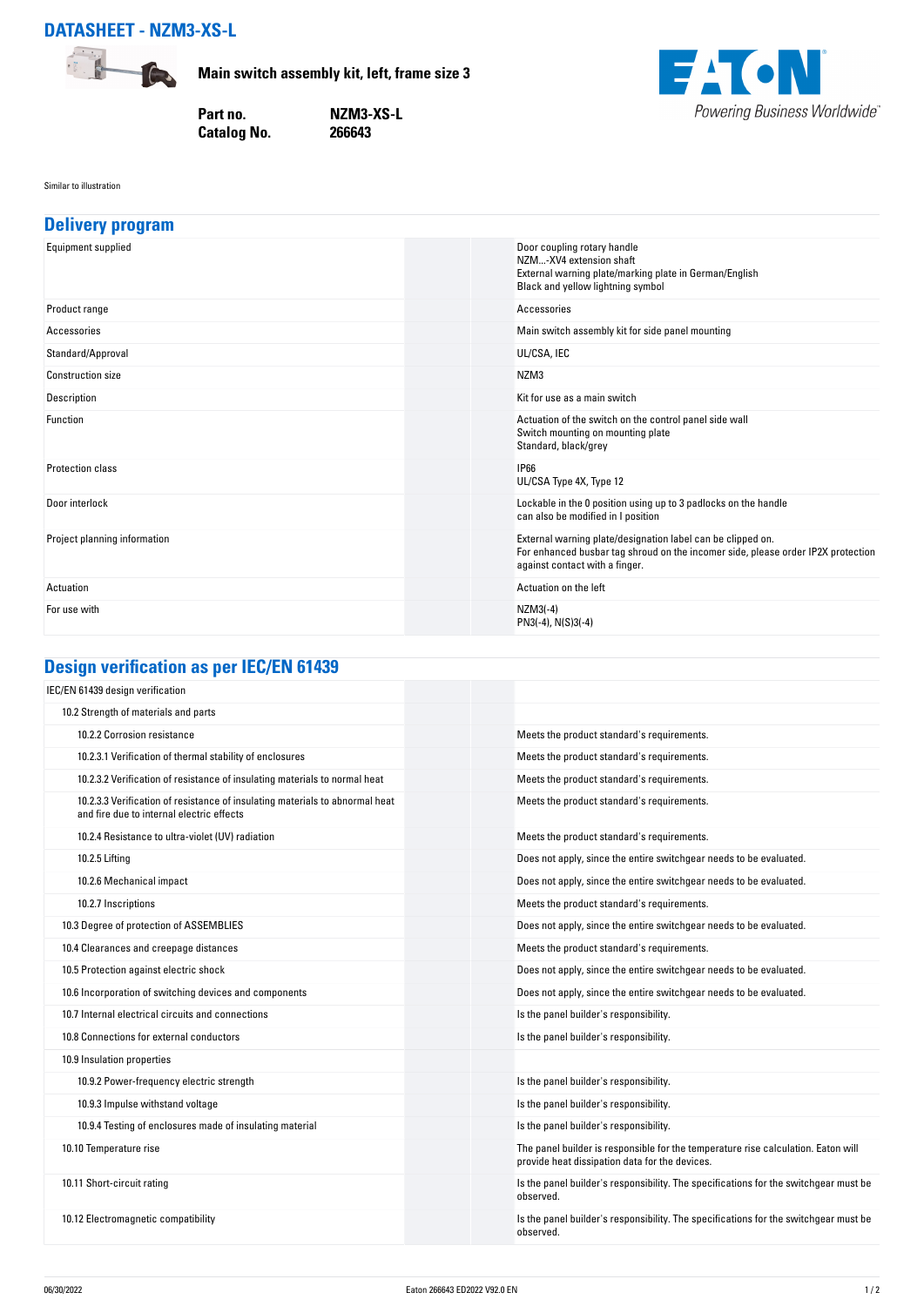# DATASHEET - NZM3-XS-L

**Main switch assembly kit, left, frame size 3**

| | |
|---|---|
| **Part no.** | **NZM3-XS-L** |
| **Catalog No.** | **266643** |

Similar to illustration

## Delivery program

| | |
|---|---|
| Equipment supplied | Door coupling rotary handle<br>NZM...-XV4 extension shaft<br>External warning plate/marking plate in German/English<br>Black and yellow lightning symbol |
| Product range | Accessories |
| Accessories | Main switch assembly kit for side panel mounting |
| Standard/Approval | UL/CSA, IEC |
| Construction size | NZM3 |
| Description | Kit for use as a main switch |
| Function | Actuation of the switch on the control panel side wall<br>Switch mounting on mounting plate<br>Standard, black/grey |
| Protection class | IP66<br>UL/CSA Type 4X, Type 12 |
| Door interlock | Lockable in the 0 position using up to 3 padlocks on the handle<br>can also be modified in I position |
| Project planning information | External warning plate/designation label can be clipped on.<br>For enhanced busbar tag shroud on the incomer side, please order IP2X protection against contact with a finger. |
| Actuation | Actuation on the left |
| For use with | NZM3(-4)<br>PN3(-4), N(S)3(-4) |

## Design verification as per IEC/EN 61439

| | |
|---|---|
| IEC/EN 61439 design verification | |
| 10.2 Strength of materials and parts | |
| 10.2.2 Corrosion resistance | Meets the product standard's requirements. |
| 10.2.3.1 Verification of thermal stability of enclosures | Meets the product standard's requirements. |
| 10.2.3.2 Verification of resistance of insulating materials to normal heat | Meets the product standard's requirements. |
| 10.2.3.3 Verification of resistance of insulating materials to abnormal heat and fire due to internal electric effects | Meets the product standard's requirements. |
| 10.2.4 Resistance to ultra-violet (UV) radiation | Meets the product standard's requirements. |
| 10.2.5 Lifting | Does not apply, since the entire switchgear needs to be evaluated. |
| 10.2.6 Mechanical impact | Does not apply, since the entire switchgear needs to be evaluated. |
| 10.2.7 Inscriptions | Meets the product standard's requirements. |
| 10.3 Degree of protection of ASSEMBLIES | Does not apply, since the entire switchgear needs to be evaluated. |
| 10.4 Clearances and creepage distances | Meets the product standard's requirements. |
| 10.5 Protection against electric shock | Does not apply, since the entire switchgear needs to be evaluated. |
| 10.6 Incorporation of switching devices and components | Does not apply, since the entire switchgear needs to be evaluated. |
| 10.7 Internal electrical circuits and connections | Is the panel builder's responsibility. |
| 10.8 Connections for external conductors | Is the panel builder's responsibility. |
| 10.9 Insulation properties | |
| 10.9.2 Power-frequency electric strength | Is the panel builder's responsibility. |
| 10.9.3 Impulse withstand voltage | Is the panel builder's responsibility. |
| 10.9.4 Testing of enclosures made of insulating material | Is the panel builder's responsibility. |
| 10.10 Temperature rise | The panel builder is responsible for the temperature rise calculation. Eaton will provide heat dissipation data for the devices. |
| 10.11 Short-circuit rating | Is the panel builder's responsibility. The specifications for the switchgear must be observed. |
| 10.12 Electromagnetic compatibility | Is the panel builder's responsibility. The specifications for the switchgear must be observed. |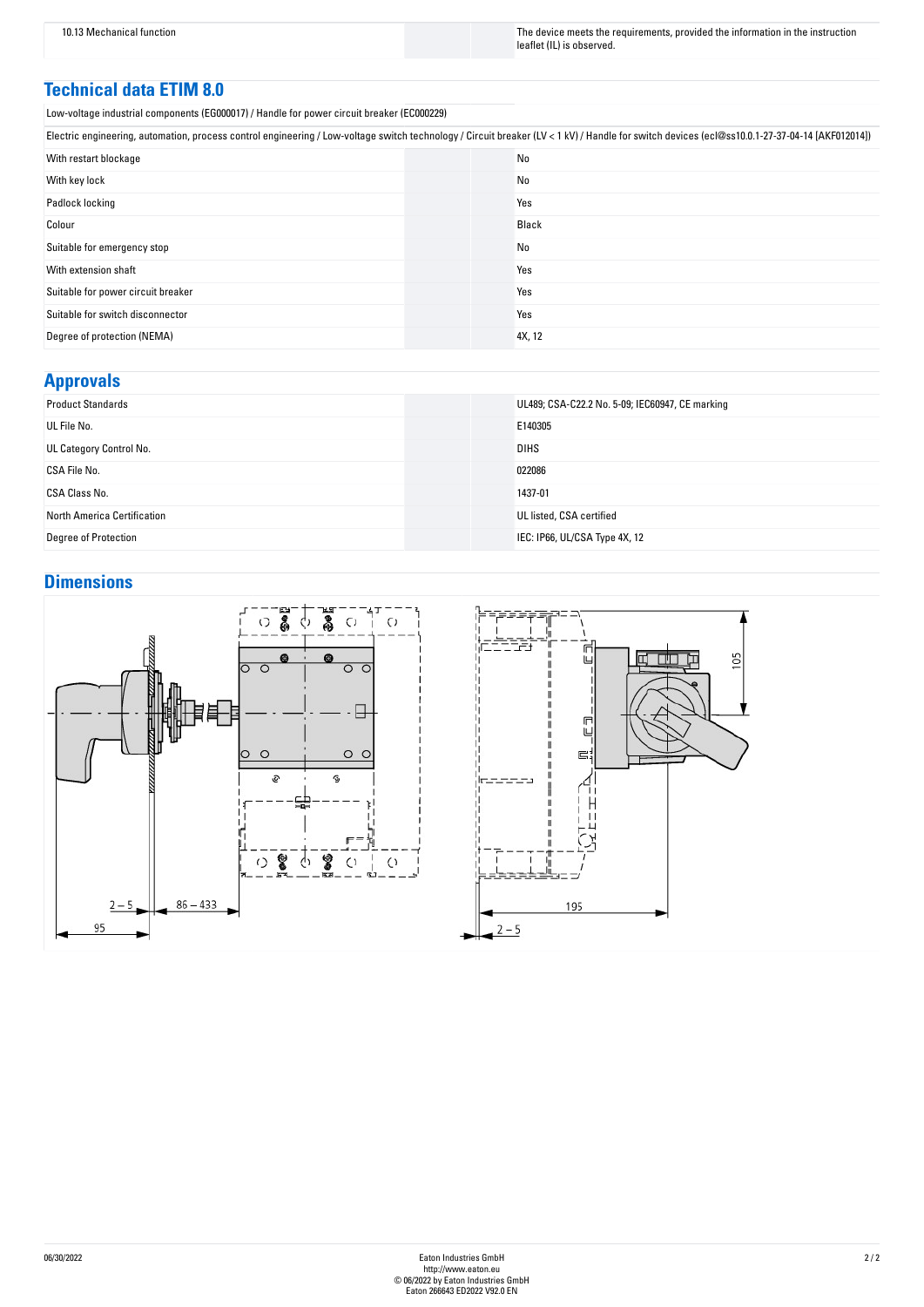| | | |
|---|---|---|
| 10.13 Mechanical function | | The device meets the requirements, provided the information in the instruction leaflet (IL) is observed. |

## Technical data ETIM 8.0

Low-voltage industrial components (EG000017) / Handle for power circuit breaker (EC000229)

Electric engineering, automation, process control engineering / Low-voltage switch technology / Circuit breaker (LV < 1 kV) / Handle for switch devices (ecl@ss10.0.1-27-37-04-14 [AKF012014])

| | | |
|---|---|---|
| With restart blockage | | No |
| With key lock | | No |
| Padlock locking | | Yes |
| Colour | | Black |
| Suitable for emergency stop | | No |
| With extension shaft | | Yes |
| Suitable for power circuit breaker | | Yes |
| Suitable for switch disconnector | | Yes |
| Degree of protection (NEMA) | | 4X, 12 |

## Approvals

| | | |
|---|---|---|
| Product Standards | | UL489; CSA-C22.2 No. 5-09; IEC60947, CE marking |
| UL File No. | | E140305 |
| UL Category Control No. | | DIHS |
| CSA File No. | | 022086 |
| CSA Class No. | | 1437-01 |
| North America Certification | | UL listed, CSA certified |
| Degree of Protection | | IEC: IP66, UL/CSA Type 4X, 12 |

## Dimensions

2 – 5
86 – 433
95
105
195
2 – 5